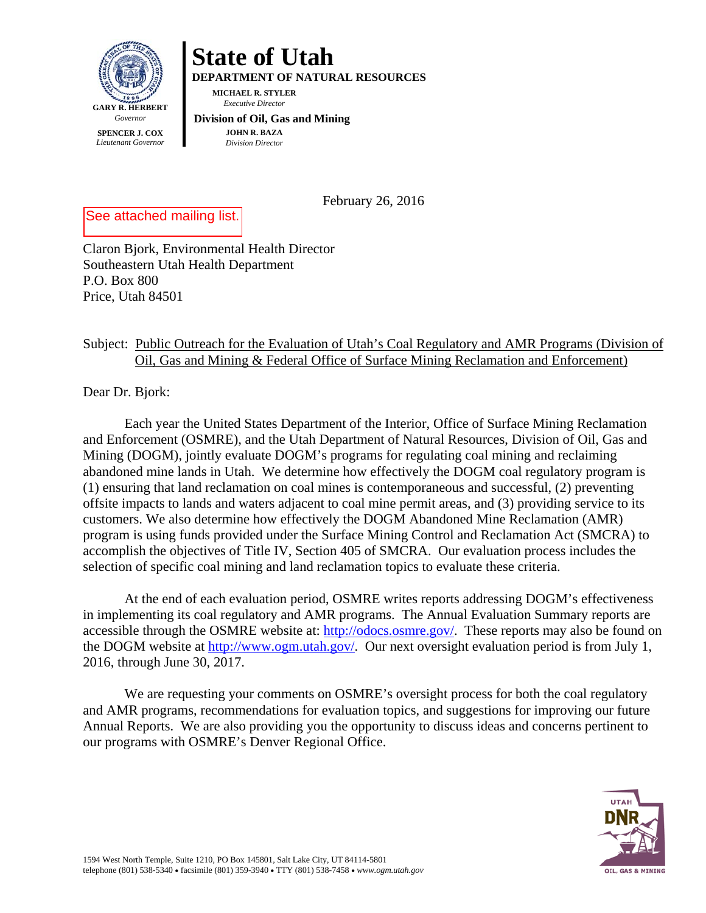# State of Utah

**DEPARTMENT OF NATURAL RESOURCES**

**MICHAEL R. STYLER**
*Executive Director*

**Division of Oil, Gas and Mining**

**JOHN R. BAZA**
*Division Director*

**GARY R. HERBERT**
*Governor*

**SPENCER J. COX**
*Lieutenant Governor*

February 26, 2016

See attached mailing list.

Claron Bjork, Environmental Health Director
Southeastern Utah Health Department
P.O. Box 800
Price, Utah 84501

Subject: Public Outreach for the Evaluation of Utah's Coal Regulatory and AMR Programs (Division of Oil, Gas and Mining & Federal Office of Surface Mining Reclamation and Enforcement)

Dear Dr. Bjork:

Each year the United States Department of the Interior, Office of Surface Mining Reclamation and Enforcement (OSMRE), and the Utah Department of Natural Resources, Division of Oil, Gas and Mining (DOGM), jointly evaluate DOGM's programs for regulating coal mining and reclaiming abandoned mine lands in Utah. We determine how effectively the DOGM coal regulatory program is (1) ensuring that land reclamation on coal mines is contemporaneous and successful, (2) preventing offsite impacts to lands and waters adjacent to coal mine permit areas, and (3) providing service to its customers. We also determine how effectively the DOGM Abandoned Mine Reclamation (AMR) program is using funds provided under the Surface Mining Control and Reclamation Act (SMCRA) to accomplish the objectives of Title IV, Section 405 of SMCRA. Our evaluation process includes the selection of specific coal mining and land reclamation topics to evaluate these criteria.

At the end of each evaluation period, OSMRE writes reports addressing DOGM's effectiveness in implementing its coal regulatory and AMR programs. The Annual Evaluation Summary reports are accessible through the OSMRE website at: http://odocs.osmre.gov/. These reports may also be found on the DOGM website at http://www.ogm.utah.gov/. Our next oversight evaluation period is from July 1, 2016, through June 30, 2017.

We are requesting your comments on OSMRE's oversight process for both the coal regulatory and AMR programs, recommendations for evaluation topics, and suggestions for improving our future Annual Reports. We are also providing you the opportunity to discuss ideas and concerns pertinent to our programs with OSMRE's Denver Regional Office.

1594 West North Temple, Suite 1210, PO Box 145801, Salt Lake City, UT 84114-5801
telephone (801) 538-5340 • facsimile (801) 359-3940 • TTY (801) 538-7458 • *www.ogm.utah.gov*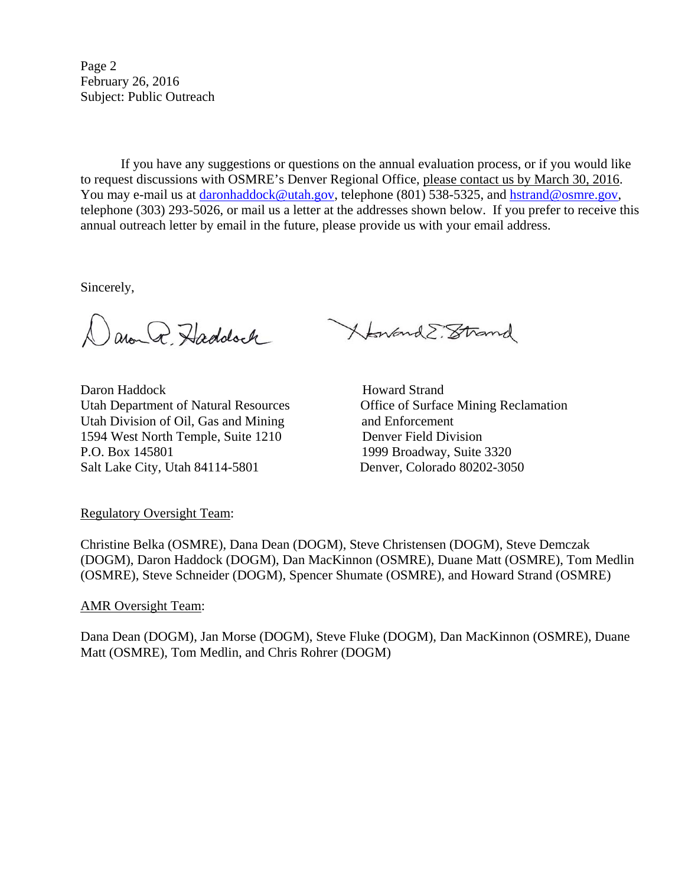Page 2
February 26, 2016
Subject: Public Outreach

If you have any suggestions or questions on the annual evaluation process, or if you would like to request discussions with OSMRE's Denver Regional Office, please contact us by March 30, 2016. You may e-mail us at daronhaddock@utah.gov, telephone (801) 538-5325, and hstrand@osmre.gov, telephone (303) 293-5026, or mail us a letter at the addresses shown below. If you prefer to receive this annual outreach letter by email in the future, please provide us with your email address.

Sincerely,

Daron Haddock
Utah Department of Natural Resources
Utah Division of Oil, Gas and Mining
1594 West North Temple, Suite 1210
P.O. Box 145801
Salt Lake City, Utah 84114-5801

Howard Strand
Office of Surface Mining Reclamation and Enforcement
Denver Field Division
1999 Broadway, Suite 3320
Denver, Colorado 80202-3050

Regulatory Oversight Team:

Christine Belka (OSMRE), Dana Dean (DOGM), Steve Christensen (DOGM), Steve Demczak (DOGM), Daron Haddock (DOGM), Dan MacKinnon (OSMRE), Duane Matt (OSMRE), Tom Medlin (OSMRE), Steve Schneider (DOGM), Spencer Shumate (OSMRE), and Howard Strand (OSMRE)

AMR Oversight Team:

Dana Dean (DOGM), Jan Morse (DOGM), Steve Fluke (DOGM), Dan MacKinnon (OSMRE), Duane Matt (OSMRE), Tom Medlin, and Chris Rohrer (DOGM)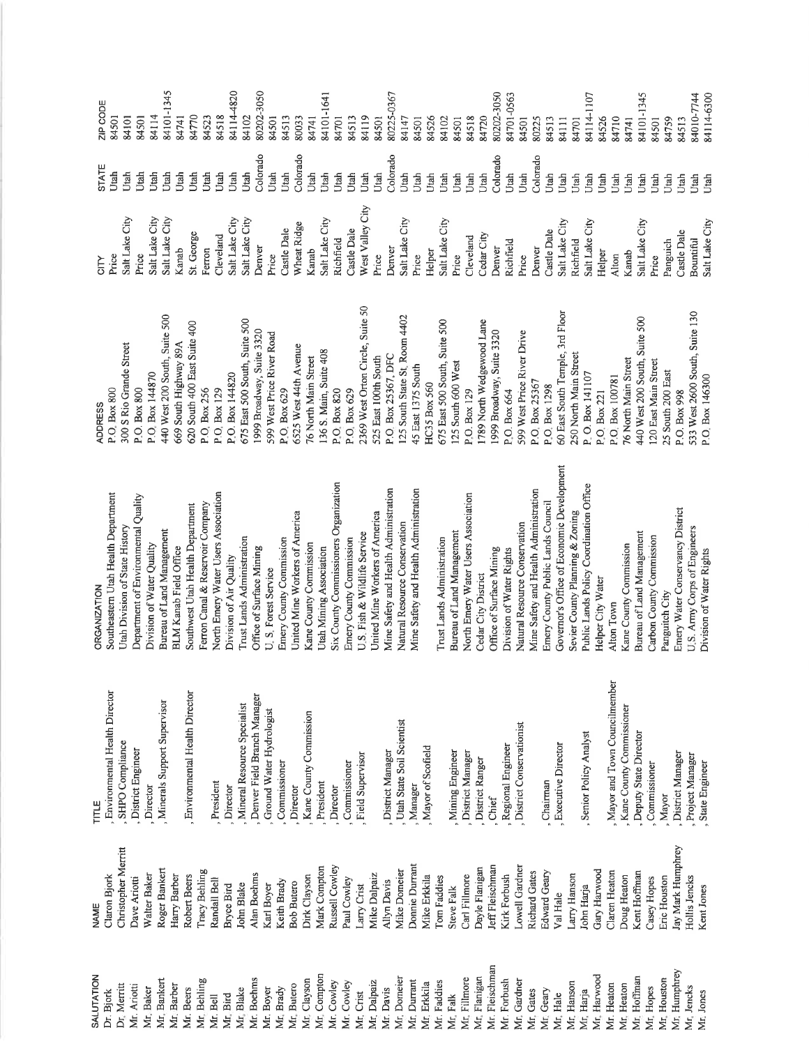| SALUTATION | NAME | TITLE | ORGANIZATION | ADDRESS | CITY | STATE | ZIP CODE |
|---|---|---|---|---|---|---|---|
| Dr. Bjork | Claron Bjork | , Environmental Health Director | Southeastern Utah Health Department | P.O. Box 800 | Price | Utah | 84501 |
| Dr. Merritt | Christopher Merritt | , SHPO Compliance | Utah Division of State History | 300 S Rio Grande Street | Salt Lake City | Utah | 84101 |
| Mr. Ariotti | Dave Ariotti | , District Engineer | Department of Environmental Quality | P.O. Box 800 | Price | Utah | 84501 |
| Mr. Baker | Walter Baker | , Director | Division of Water Quality | P.O. Box 144870 | Salt Lake City | Utah | 84114 |
| Mr. Bankert | Roger Bankert | , Minerals Support Supervisor | Bureau of Land Management | 440 West 200 South, Suite 500 | Salt Lake City | Utah | 84101-1345 |
| Mr. Barber | Harry Barber | | BLM Kanab Field Office | 669 South Highway 89A | Kanab | Utah | 84741 |
| Mr. Beers | Robert Beers | , Environmental Health Director | Southwest Utah Health Department | 620 South 400 East Suite 400 | St. George | Utah | 84770 |
| Mr. Behling | Tracy Behling | | Ferron Canal & Reservoir Company | P.O. Box 256 | Ferron | Utah | 84523 |
| Mr. Bell | Randall Bell | , President | North Emery Water Users Association | P.O. Box 129 | Cleveland | Utah | 84518 |
| Mr. Bird | Bryce Bird | , Director | Division of Air Quality | P.O. Box 144820 | Salt Lake City | Utah | 84114-4820 |
| Mr. Blake | John Blake | , Mineral Resource Specialist | Trust Lands Administration | 675 East 500 South, Suite 500 | Salt Lake City | Utah | 84102 |
| Mr. Boehms | Alan Boehms | , Denver Field Branch Manager | Office of Surface Mining | 1999 Broadway, Suite 3320 | Denver | Colorado | 80202-3050 |
| Mr. Boyer | Karl Boyer | , Ground Water Hydrologist | U. S. Forest Service | 599 West Price River Road | Price | Utah | 84501 |
| Mr. Brady | Keith Brady | , Commissioner | Emery County Commission | P.O. Box 629 | Castle Dale | Utah | 84513 |
| Mr. Butero | Bob Butero | , Director | United Mine Workers of America | 6525 West 44th Avenue | Wheat Ridge | Colorado | 80033 |
| Mr. Clayson | Dirk Clayson | , Kane County Commission | Kane County Commission | 76 North Main Street | Kanab | Utah | 84741 |
| Mr. Compton | Mark Compton | , President | Utah Mining Association | 136 S. Main, Suite 408 | Salt Lake City | Utah | 84101-1641 |
| Mr. Cowley | Russell Cowley | , Director | Six County Commissioners Organization | P.O. Box 820 | Richfield | Utah | 84701 |
| Mr. Cowley | Paul Cowley | , Commissioner | Emery County Commission | P.O. Box 629 | Castle Dale | Utah | 84513 |
| Mr. Crist | Larry Crist | , Field Supervisor | U.S. Fish & Wildlife Service | 2369 West Orton Circle, Suite 50 | West Valley City | Utah | 84119 |
| Mr. Dalpaiz | Mike Dalpaiz | | United Mine Workers of America | 525 East 100th South | Price | Utah | 84501 |
| Mr. Davis | Allyn Davis | , District Manager | Mine Safety and Health Administration | P.O. Box 25367, DFC | Denver | Colorado | 80225-0367 |
| Mr. Domeier | Mike Domeier | , Utah State Soil Scientist | Natural Resource Conservation | 125 South State St, Room 4402 | Salt Lake City | Utah | 84147 |
| Mr. Durrant | Donnie Durrant | , Manager | Mine Safety and Health Administration | 45 East 1375 South | Price | Utah | 84501 |
| Mr. Erkkila | Mike Erkkila | , Mayor of Scofield | | HC35 Box 560 | Helper | Utah | 84526 |
| Mr. Faddies | Tom Faddies | | Trust Lands Administration | 675 East 500 South, Suite 500 | Salt Lake City | Utah | 84102 |
| Mr. Falk | Steve Falk | , Mining Engineer | Bureau of Land Management | 125 South 600 West | Price | Utah | 84501 |
| Mr. Fillmore | Carl Fillmore | , District Manager | North Emery Water Users Association | P.O. Box 129 | Cleveland | Utah | 84518 |
| Mr. Flanigan | Dayle Flanigan | , District Ranger | Cedar City District | 1789 North Wedgewood Lane | Cedar City | Utah | 84720 |
| Mr. Fleischman | Jeff Fleischman | , Chief | Office of Surface Mining | 1999 Broadway, Suite 3320 | Denver | Colorado | 80202-3050 |
| Mr. Forbush | Kirk Forbush | , Regional Engineer | Division of Water Rights | P.O. Box 664 | Richfield | Utah | 84701-0563 |
| Mr. Gardner | Lowell Gardner | , District Conservationist | Natural Resource Conservation | 599 West Price River Drive | Price | Utah | 84501 |
| Mr. Gates | Richard Gates | | Mine Safety and Health Administration | P.O. Box 25367 | Denver | Colorado | 80225 |
| Mr. Geary | Edward Geary | , Chairman | Emery County Public Lands Council | P.O. Box 1298 | Castle Dale | Utah | 84513 |
| Mr. Hale | Val Hale | , Executive Director | Governor's Office of Economic Development | 60 East South Temple, 3rd Floor | Salt Lake City | Utah | 84111 |
| Mr. Hanson | Larry Hanson | | Sevier County Planning & Zoning | 250 North Main Street | Richfield | Utah | 84701 |
| Mr. Harja | John Harja | , Senior Policy Analyst | Public Lands Policy Coordination Office | P. O. Box 141107 | Salt Lake City | Utah | 84114-1107 |
| Mr. Harwood | Gary Harwood | | Helper City Water | P.O. Box 221 | Helper | Utah | 84526 |
| Mr. Heaton | Claren Heaton | , Mayor and Town Councilmember | Alton Town | P.O. Box 100781 | Alton | Utah | 84710 |
| Mr. Heaton | Doug Heaton | , Kane County Commissioner | Kane County Commission | 76 North Main Street | Kanab | Utah | 84741 |
| Mr. Hoffman | Kent Hoffman | , Deputy State Director | Bureau of Land Management | 440 West 200 South, Suite 500 | Salt Lake City | Utah | 84101-1345 |
| Mr. Hopes | Casey Hopes | , Commissioner | Carbon County Commission | 120 East Main Street | Price | Utah | 84501 |
| Mr. Houston | Eric Houston | , Mayor | Panguitch City | 25 South 200 East | Panguitch | Utah | 84759 |
| Mr. Humphrey | Jay Mark Humphrey | , District Manager | Emery Water Conservancy District | P.O. Box 998 | Castle Dale | Utah | 84513 |
| Mr. Jencks | Hollis Jencks | , Project Manager | U.S. Army Corps of Engineers | 533 West 2600 South, Suite 130 | Bountiful | Utah | 84010-7744 |
| Mr. Jones | Kent Jones | , State Engineer | Division of Water Rights | P.O. Box 146300 | Salt Lake City | Utah | 84114-6300 |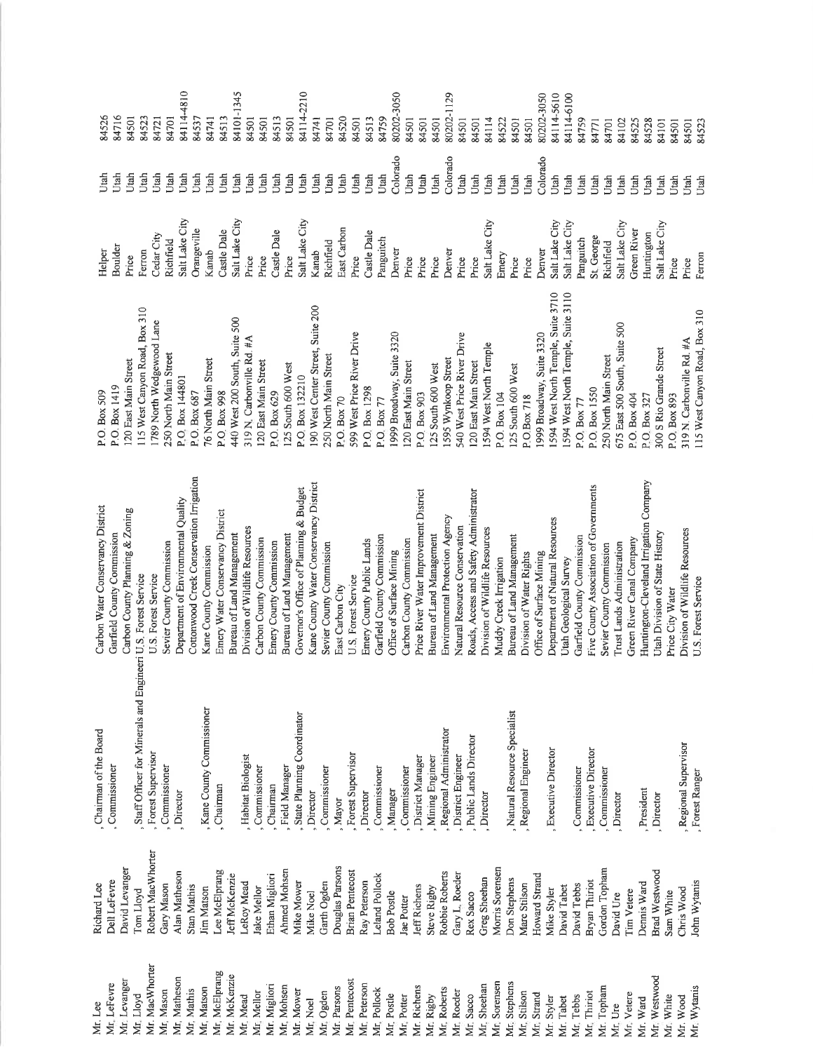| | | | | | | | |
|---|---|---|---|---|---|---|---|
| Mr. Lee | Richard Lee | , Chairman of the Board | Carbon Water Conservancy District | P.O. Box 509 | Helper | Utah | 84526 |
| Mr. LeFevre | Dell LeFevre | , Commissioner | Garfield County Commission | P.O. Box 1419 | Boulder | Utah | 84716 |
| Mr. Levanger | David Levanger | | Carbon County Planning & Zoning | 120 East Main Street | Price | Utah | 84501 |
| Mr. Lloyd | Tom Lloyd | , Staff Officer for Minerals and Engineeri | U.S. Forest Service | 115 West Canyon Road, Box 310 | Ferron | Utah | 84523 |
| Mr. MacWhorter | Robert MacWhorter | , Forest Supervisor | U.S. Forest Service | 1789 North Wedgewood Lane | Cedar City | Utah | 84721 |
| Mr. Mason | Gary Mason | , Commissioner | Sevier County Commission | 250 North Main Street | Richfield | Utah | 84701 |
| Mr. Matheson | Alan Matheson | , Director | Department of Environmental Quality | P.O. Box 144801 | Salt Lake City | Utah | 84114-4810 |
| Mr. Mathis | Stan Mathis | | Cottonwood Creek Conservation Irrigation | P.O. Box 687 | Orangeville | Utah | 84537 |
| Mr. Matson | Jim Matson | , Kane County Commissioner | Kane County Commission | 76 North Main Street | Kanab | Utah | 84741 |
| Mr. McElprang | Lee McElprang | , Chairman | Emery Water Conservancy District | P.O. Box 998 | Castle Dale | Utah | 84513 |
| Mr. McKenzie | Jeff McKenzie | | Bureau of Land Management | 440 West 200 South, Suite 500 | Salt Lake City | Utah | 84101-1345 |
| Mr. Mead | LeRoy Mead | , Habitat Biologist | Division of Wildlife Resources | 319 N. Carbonville Rd. #A | Price | Utah | 84501 |
| Mr. Mellor | Jake Mellor | , Commissioner | Carbon County Commission | 120 East Main Street | Price | Utah | 84501 |
| Mr. Migliori | Ethan Migliori | , Chairman | Emery County Commission | P.O. Box 629 | Castle Dale | Utah | 84513 |
| Mr. Mohsen | Ahmed Mohsen | , Field Manager | Bureau of Land Management | 125 South 600 West | Price | Utah | 84501 |
| Mr. Mower | Mike Mower | , State Planning Coordinator | Governor's Office of Planning & Budget | P.O. Box 132210 | Salt Lake City | Utah | 84114-2210 |
| Mr. Noel | Mike Noel | , Director | Kane County Water Conservancy District | 190 West Center Street, Suite 200 | Kanab | Utah | 84741 |
| Mr. Ogden | Garth Ogden | , Commissioner | Sevier County Commission | 250 North Main Street | Richfield | Utah | 84701 |
| Mr. Parsons | Douglas Parsons | , Mayor | East Carbon City | P.O. Box 70 | East Carbon | Utah | 84520 |
| Mr. Pentecost | Brian Pentecost | , Forest Supervisor | U.S. Forest Service | 599 West Price River Drive | Price | Utah | 84501 |
| Mr. Peterson | Ray Peterson | , Director | Emery County Public Lands | P.O. Box 1298 | Castle Dale | Utah | 84513 |
| Mr. Pollock | Leland Pollock | , Commissioner | Garfield County Commission | P.O. Box 77 | Panguitch | Utah | 84759 |
| Mr. Postle | Bob Postle | , Manager | Office of Surface Mining | 1999 Broadway, Suite 3320 | Denver | Colorado | 80202-3050 |
| Mr. Potter | Jae Potter | , Commissioner | Carbon County Commission | 120 East Main Street | Price | Utah | 84501 |
| Mr. Richens | Jeff Richens | , District Manager | Price River Water Improvement District | P.O. Box 903 | Price | Utah | 84501 |
| Mr. Rigby | Steve Rigby | , Mining Engineer | Bureau of Land Management | 125 South 600 West | Price | Utah | 84501 |
| Mr. Roberts | Robbie Roberts | , Regional Administrator | Environmental Protection Agency | 1595 Wynkoop Street | Denver | Colorado | 80202-1129 |
| Mr. Roeder | Gary L. Roeder | , District Engineer | Natural Resource Conservation | 540 West Price River Drive | Price | Utah | 84501 |
| Mr. Sacco | Rex Sacco | , Public Lands Director | Roads, Access and Safety Administrator | 120 East Main Street | Price | Utah | 84501 |
| Mr. Sheehan | Greg Sheehan | , Director | Division of Wildlife Resources | 1594 West North Temple | Salt Lake City | Utah | 84114 |
| Mr. Sorensen | Morris Sorensen | | Muddy Creek Irrigation | P.O. Box 104 | Emery | Utah | 84522 |
| Mr. Stephens | Don Stephens | , Natural Resource Specialist | Bureau of Land Management | 125 South 600 West | Price | Utah | 84501 |
| Mr. Stilson | Marc Stilson | , Regional Engineer | Division of Water Rights | P.O.Box 718 | Price | Utah | 84501 |
| Mr. Strand | Howard Strand | | Office of Surface Mining | 1999 Broadway, Suite 3320 | Denver | Colorado | 80202-3050 |
| Mr. Styler | Mike Styler | , Executive Director | Department of Natural Resources | 1594 West North Temple, Suite 3710 | Salt Lake City | Utah | 84114-5610 |
| Mr. Tabet | David Tabet | | Utah Geological Survey | 1594 West North Temple, Suite 3110 | Salt Lake City | Utah | 84114-6100 |
| Mr. Tebbs | David Tebbs | , Commissioner | Garfield County Commission | P.O. Box 77 | Panguitch | Utah | 84759 |
| Mr. Thiriot | Bryan Thiriot | , Executive Director | Five County Association of Governments | P.O. Box 1550 | St. George | Utah | 84771 |
| Mr. Topham | Gordon Topham | , Commissioner | Sevier County Commission | 250 North Main Street | Richfield | Utah | 84701 |
| Mr. Ure | David Ure | , Director | Trust Lands Administration | 675 East 500 South, Suite 500 | Salt Lake City | Utah | 84102 |
| Mr. Vetere | Tim Vetere | | Green River Canal Company | P.O. Box 404 | Green River | Utah | 84525 |
| Mr. Ward | Dennis Ward | , President | Huntington-Cleveland Irrigation Company | P.O. Box 327 | Huntington | Utah | 84528 |
| Mr. Westwood | Brad Westwood | , Director | Utah Division of State History | 300 S Rio Grande Street | Salt Lake City | Utah | 84101 |
| Mr. White | Sam White | | Price City Water | P.O. Box 893 | Price | Utah | 84501 |
| Mr. Wood | Chris Wood | , Regional Supervisor | Division of Wildlife Resources | 319 N. Carbonville Rd. #A | Price | Utah | 84501 |
| Mr. Wytanis | John Wytanis | , Forest Ranger | U.S. Forest Service | 115 West Canyon Road, Box 310 | Ferron | Utah | 84523 |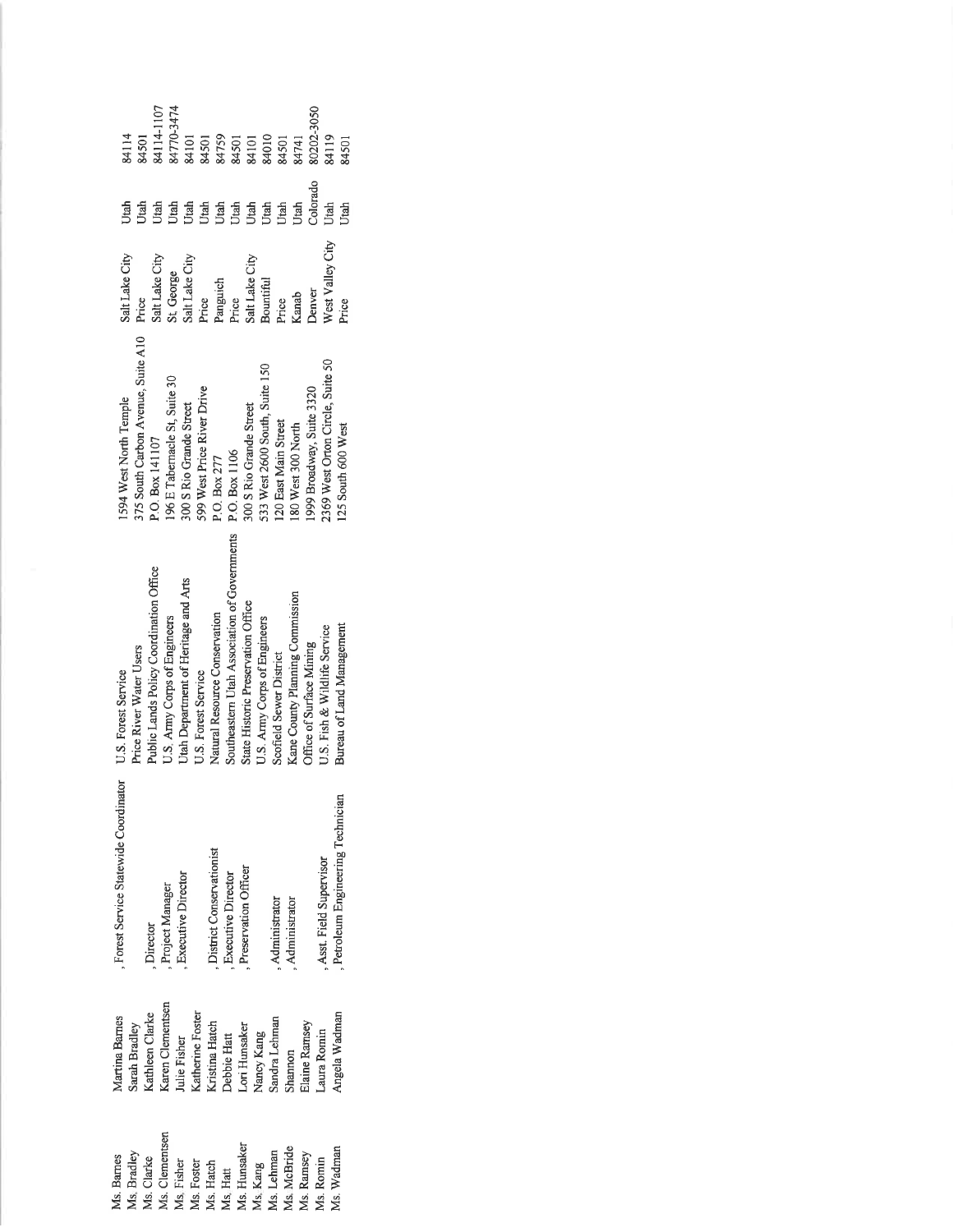| | | | | | | | |
|---|---|---|---|---|---|---|---|
| Ms. Barnes | Martina Barnes | , Forest Service Statewide Coordinator | U.S. Forest Service | 1594 West North Temple | Salt Lake City | Utah | 84114 |
| Ms. Bradley | Sarah Bradley | | Price River Water Users | 375 South Carbon Avenue, Suite A10 | Price | Utah | 84501 |
| Ms. Clarke | Kathleen Clarke | , Director | Public Lands Policy Coordination Office | P.O. Box 141107 | Salt Lake City | Utah | 84114-1107 |
| Ms. Clementsen | Karen Clementsen | , Project Manager | U.S. Army Corps of Engineers | 196 E Tabernacle St, Suite 30 | St. George | Utah | 84770-3474 |
| Ms. Fisher | Julie Fisher | , Executive Director | Utah Department of Heritage and Arts | 300 S Rio Grande Street | Salt Lake City | Utah | 84101 |
| Ms. Foster | Katherine Foster | | U.S. Forest Service | 599 West Price River Drive | Price | Utah | 84501 |
| Ms. Hatch | Kristina Hatch | , District Conservationist | Natural Resource Conservation | P.O. Box 277 | Panguich | Utah | 84759 |
| Ms. Hatt | Debbie Hatt | , Executive Director | Southeastern Utah Association of Governments | P.O. Box 1106 | Price | Utah | 84501 |
| Ms. Hunsaker | Lori Hunsaker | , Preservation Officer | State Historic Preservation Office | 300 S Rio Grande Street | Salt Lake City | Utah | 84101 |
| Ms. Kang | Nancy Kang | | U.S. Army Corps of Engineers | 533 West 2600 South, Suite 150 | Bountiful | Utah | 84010 |
| Ms. Lehman | Sandra Lehman | , Administrator | Scofield Sewer District | 120 East Main Street | Price | Utah | 84501 |
| Ms. McBride | Shannon | , Administrator | Kane County Planning Commission | 180 West 300 North | Kanab | Utah | 84741 |
| Ms. Ramsey | Elaine Ramsey | | Office of Surface Mining | 1999 Broadway, Suite 3320 | Denver | Colorado | 80202-3050 |
| Ms. Romin | Laura Romin | , Asst. Field Supervisor | U.S. Fish & Wildlife Service | 2369 West Orton Circle, Suite 50 | West Valley City | Utah | 84119 |
| Ms. Wadman | Angela Wadman | , Petroleum Engineering Technician | Bureau of Land Management | 125 South 600 West | Price | Utah | 84501 |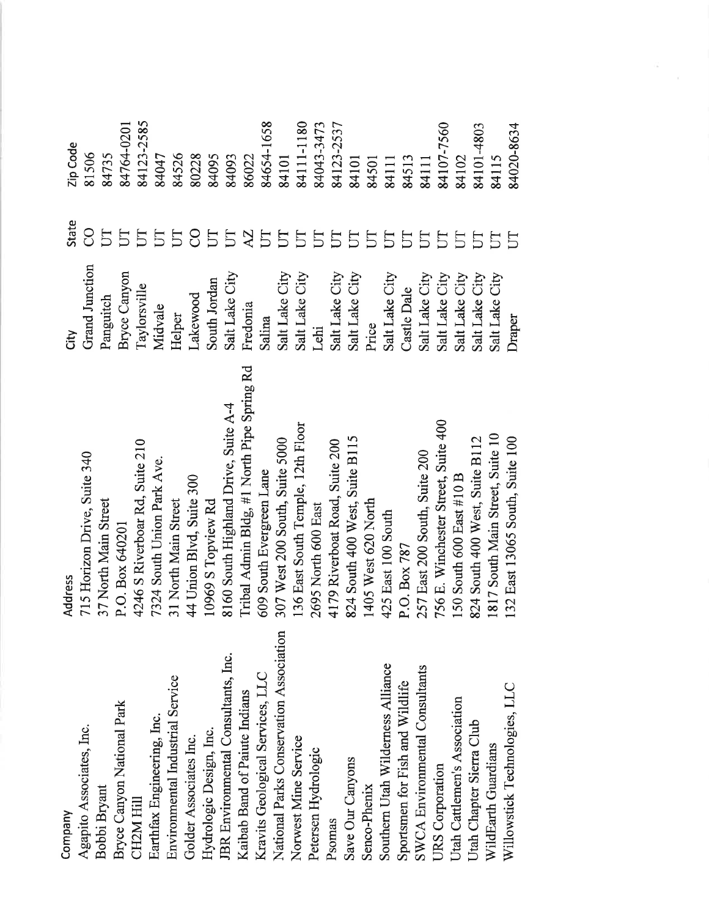| Company | Address | City | State | Zip Code |
|---|---|---|---|---|
| Agapito Associates, Inc. | 715 Horizon Drive, Suite 340 | Grand Junction | CO | 81506 |
| Bobbi Bryant | 37 North Main Street | Panguitch | UT | 84735 |
| Bryce Canyon National Park | P.O. Box 640201 | Bryce Canyon | UT | 84764-0201 |
| CH2M Hill | 4246 S Riverboar Rd, Suite 210 | Taylorsville | UT | 84123-2585 |
| Earthfax Engineering, Inc. | 7324 South Union Park Ave. | Midvale | UT | 84047 |
| Environmental Industrial Service | 31 North Main Street | Helper | UT | 84526 |
| Golder Associates Inc. | 44 Union Blvd, Suite 300 | Lakewood | CO | 80228 |
| Hydrologic Design, Inc. | 10969 S Topview Rd | South Jordan | UT | 84095 |
| JBR Environmental Consultants, Inc. | 8160 South Highland Drive, Suite A-4 | Salt Lake City | UT | 84093 |
| Kaibab Band of Paiute Indians | Tribal Admin Bldg, #1 North Pipe Spring Rd | Fredonia | AZ | 86022 |
| Kravits Geological Services, LLC | 609 South Evergreen Lane | Salina | UT | 84654-1658 |
| National Parks Conservation Association | 307 West 200 South, Suite 5000 | Salt Lake City | UT | 84101 |
| Norwest Mine Service | 136 East South Temple, 12th Floor | Salt Lake City | UT | 84111-1180 |
| Petersen Hydrologic | 2695 North 600 East | Lehi | UT | 84043-3473 |
| Psomas | 4179 Riverboat Road, Suite 200 | Salt Lake City | UT | 84123-2537 |
| Save Our Canyons | 824 South 400 West, Suite B115 | Salt Lake City | UT | 84101 |
| Senco-Phenix | 1405 West 620 North | Price | UT | 84501 |
| Southern Utah Wilderness Alliance | 425 East 100 South | Salt Lake City | UT | 84111 |
| Sportsmen for Fish and Wildlife | P.O. Box 787 | Castle Dale | UT | 84513 |
| SWCA Environmental Consultants | 257 East 200 South, Suite 200 | Salt Lake City | UT | 84111 |
| URS Corporation | 756 E. Winchester Street, Suite 400 | Salt Lake City | UT | 84107-7560 |
| Utah Cattlemen's Association | 150 South 600 East #10 B | Salt Lake City | UT | 84102 |
| Utah Chapter Sierra Club | 824 South 400 West, Suite B112 | Salt Lake City | UT | 84101-4803 |
| WildEarth Guardians | 1817 South Main Street, Suite 10 | Salt Lake City | UT | 84115 |
| Willowstick Technologies, LLC | 132 East 13065 South, Suite 100 | Draper | UT | 84020-8634 |